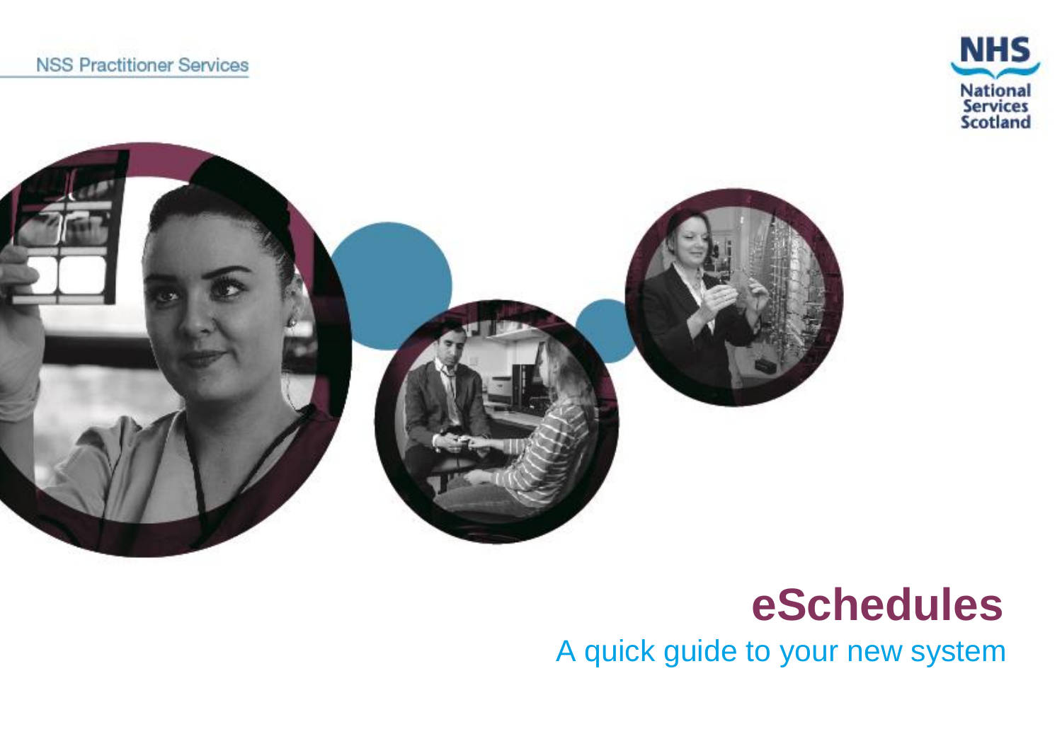NSS Practitioner Services

NHS National Services Scotland

# eSchedules

## A quick guide to your new system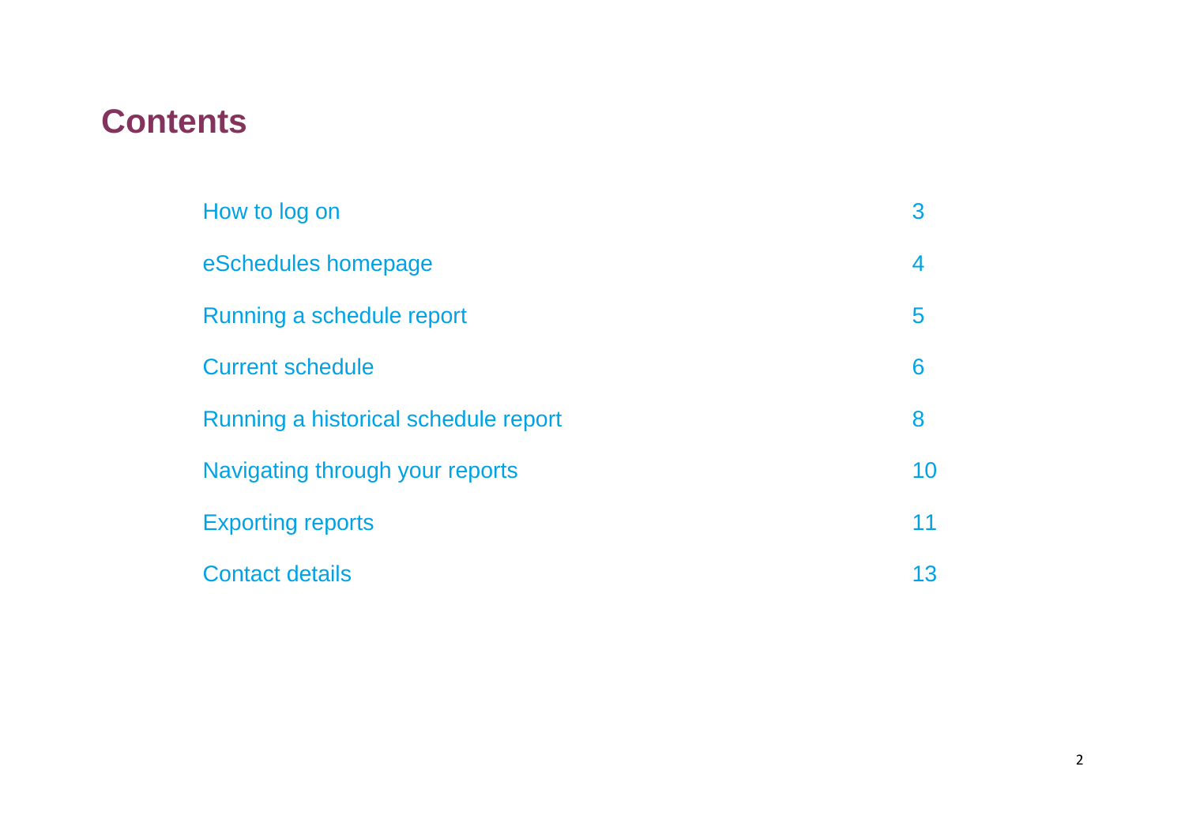# Contents

| | |
|---|---|
| How to log on | 3 |
| eSchedules homepage | 4 |
| Running a schedule report | 5 |
| Current schedule | 6 |
| Running a historical schedule report | 8 |
| Navigating through your reports | 10 |
| Exporting reports | 11 |
| Contact details | 13 |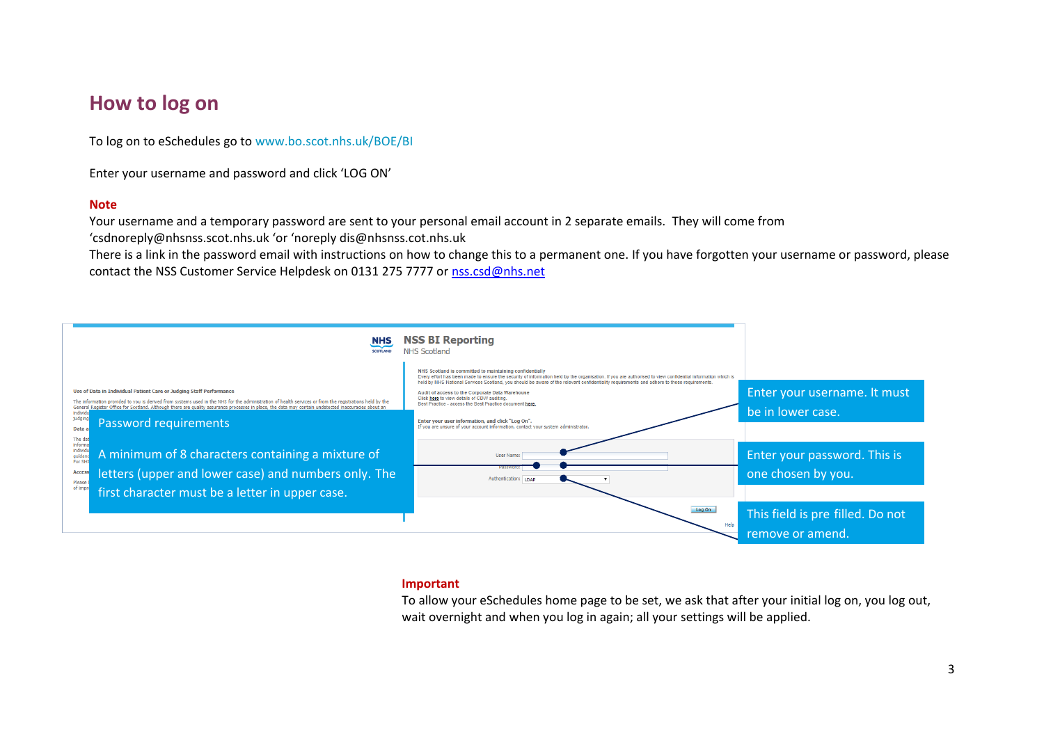## How to log on

To log on to eSchedules go to www.bo.scot.nhs.uk/BOE/BI

Enter your username and password and click 'LOG ON'

**Note**

Your username and a temporary password are sent to your personal email account in 2 separate emails. They will come from 'csdnoreply@nhsnss.scot.nhs.uk 'or 'noreply dis@nhsnss.cot.nhs.uk

There is a link in the password email with instructions on how to change this to a permanent one. If you have forgotten your username or password, please contact the NSS Customer Service Helpdesk on 0131 275 7777 or nss.csd@nhs.net

Password requirements

A minimum of 8 characters containing a mixture of letters (upper and lower case) and numbers only. The first character must be a letter in upper case.

Enter your username. It must be in lower case.

Enter your password. This is one chosen by you.

This field is pre filled. Do not remove or amend.

**Important**

To allow your eSchedules home page to be set, we ask that after your initial log on, you log out, wait overnight and when you log in again; all your settings will be applied.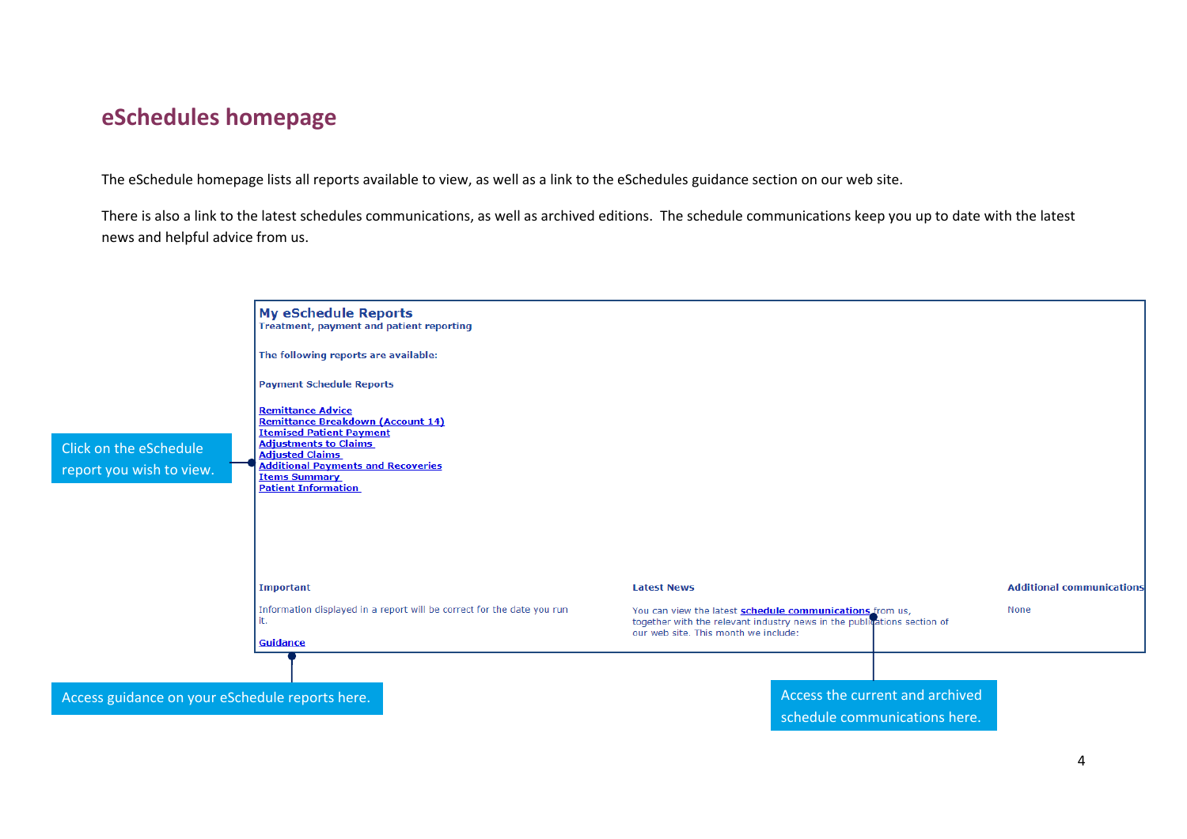# eSchedules homepage

The eSchedule homepage lists all reports available to view, as well as a link to the eSchedules guidance section on our web site.

There is also a link to the latest schedules communications, as well as archived editions. The schedule communications keep you up to date with the latest news and helpful advice from us.

**My eSchedule Reports**
Treatment, payment and patient reporting

The following reports are available:

Payment Schedule Reports

- Remittance Advice
- Remittance Breakdown (Account 14)
- Itemised Patient Payment
- Adjustments to Claims
- Adjusted Claims
- Additional Payments and Recoveries
- Items Summary
- Patient Information

**Important**

Information displayed in a report will be correct for the date you run it.

Guidance

**Latest News**

You can view the latest schedule communications from us, together with the relevant industry news in the publications section of our web site. This month we include:

**Additional communications**

None

Click on the eSchedule report you wish to view.

Access guidance on your eSchedule reports here.

Access the current and archived schedule communications here.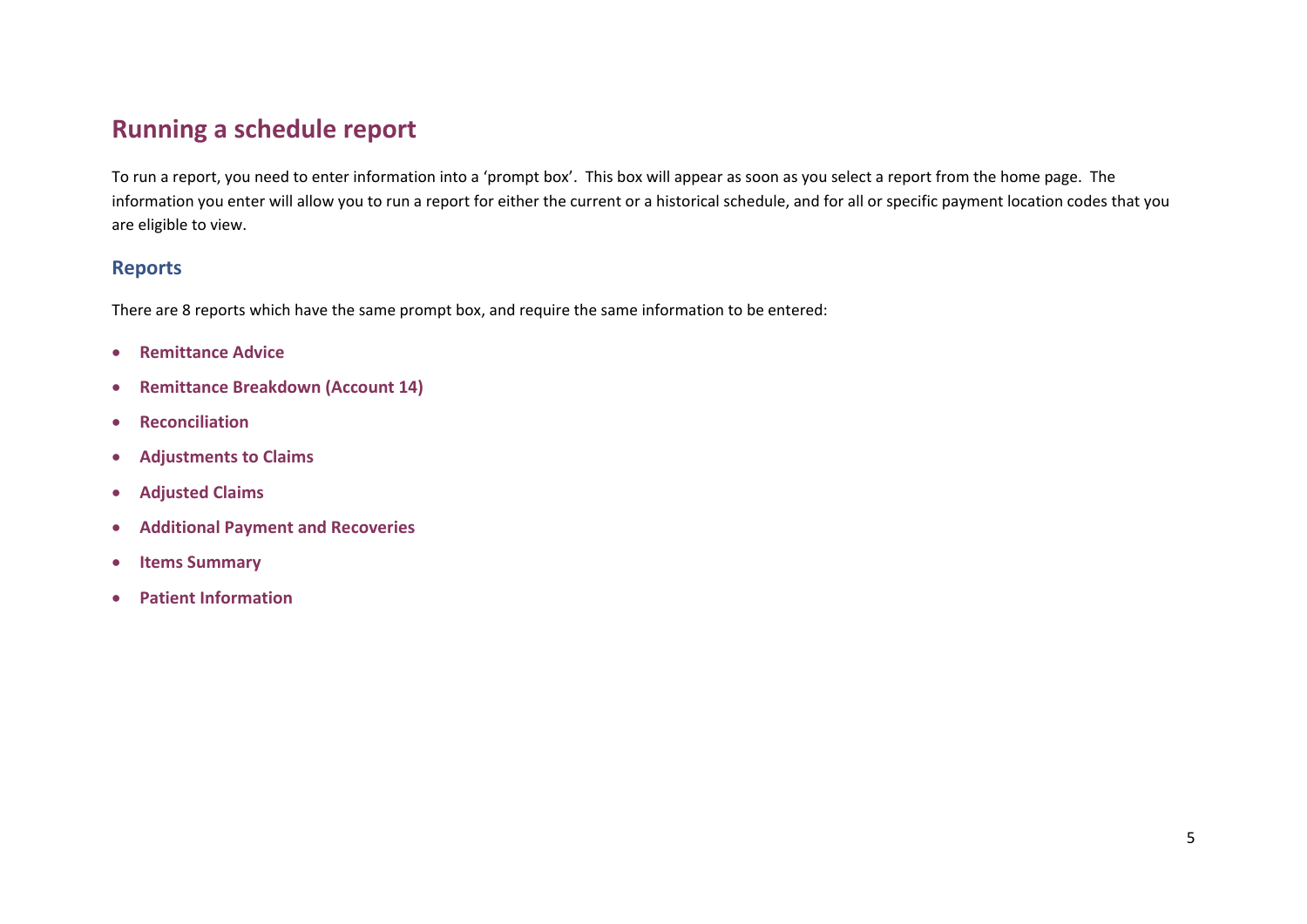# Running a schedule report

To run a report, you need to enter information into a 'prompt box'. This box will appear as soon as you select a report from the home page. The information you enter will allow you to run a report for either the current or a historical schedule, and for all or specific payment location codes that you are eligible to view.

## Reports

There are 8 reports which have the same prompt box, and require the same information to be entered:

- **Remittance Advice**
- **Remittance Breakdown (Account 14)**
- **Reconciliation**
- **Adjustments to Claims**
- **Adjusted Claims**
- **Additional Payment and Recoveries**
- **Items Summary**
- **Patient Information**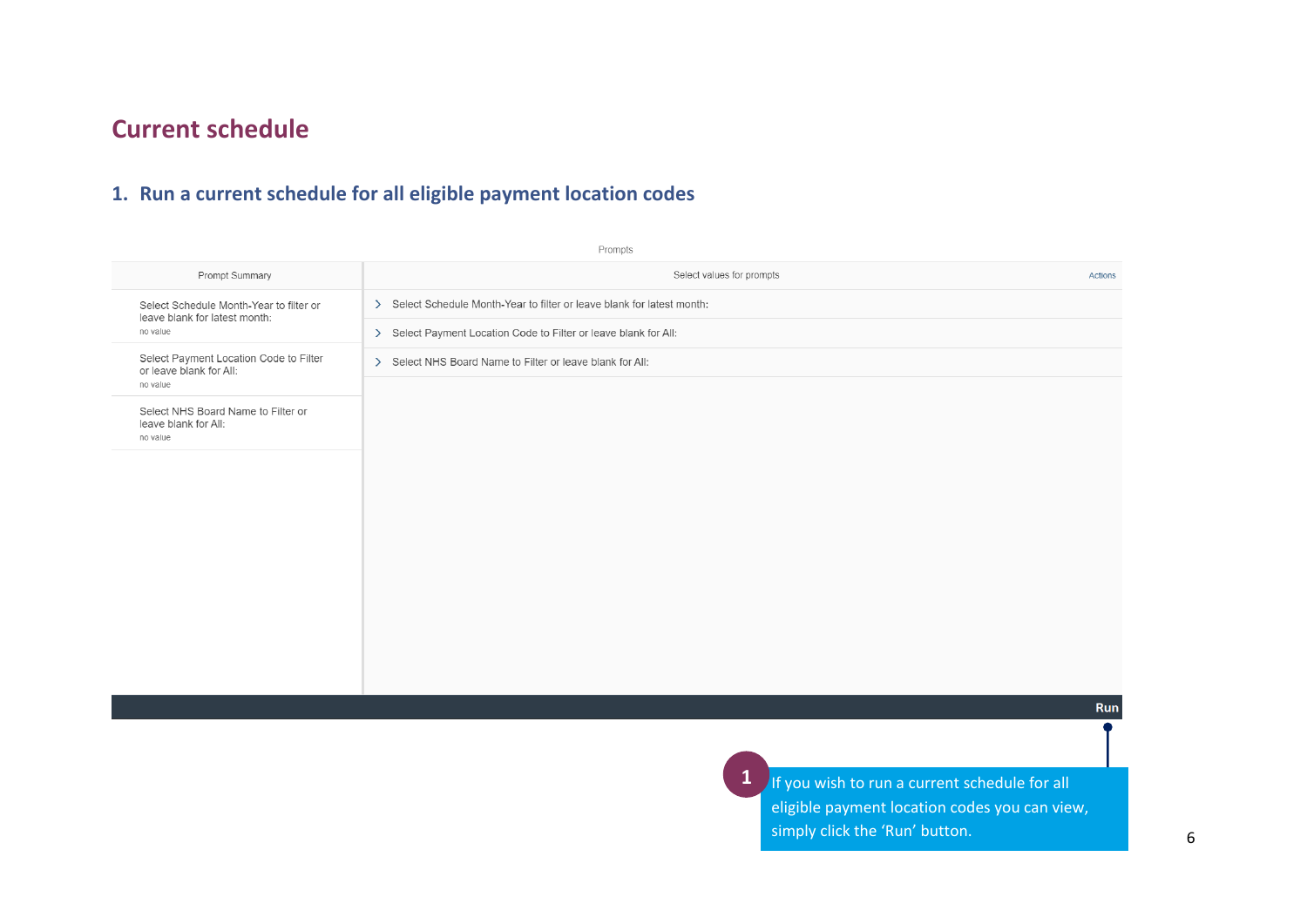# Current schedule

## 1. Run a current schedule for all eligible payment location codes

Prompts

| Prompt Summary | Select values for prompts |
| --- | --- |
| Select Schedule Month-Year to filter or leave blank for latest month: no value | Select Schedule Month-Year to filter or leave blank for latest month: |
| Select Payment Location Code to Filter or leave blank for All: no value | Select Payment Location Code to Filter or leave blank for All: |
| Select NHS Board Name to Filter or leave blank for All: no value | Select NHS Board Name to Filter or leave blank for All: |

Actions

Run

1. If you wish to run a current schedule for all eligible payment location codes you can view, simply click the 'Run' button.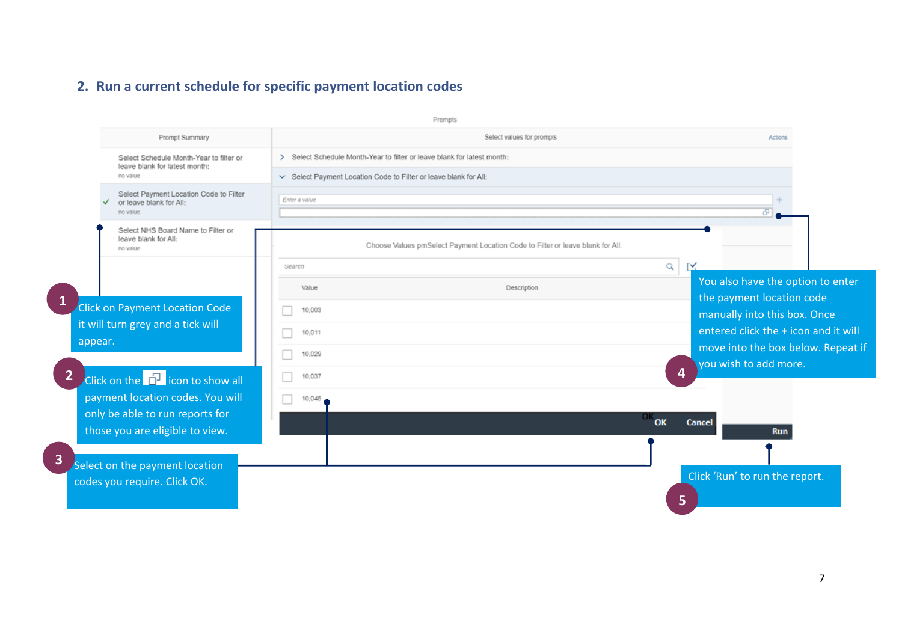## 2. Run a current schedule for specific payment location codes

Prompts

| Prompt Summary | Select values for prompts |
|---|---|
| Select Schedule Month-Year to filter or leave blank for latest month: no value | Select Schedule Month-Year to filter or leave blank for latest month: |
| ✓ Select Payment Location Code to Filter or leave blank for All: no value | Select Payment Location Code to Filter or leave blank for All: |
| Select NHS Board Name to Filter or leave blank for All: no value | |

Actions

Enter a value

Choose Values pmSelect Payment Location Code to Filter or leave blank for All:

Search

| Value | Description |
|---|---|
| 10,003 | |
| 10,011 | |
| 10,029 | |
| 10,037 | |
| 10,045 | |

OK Cancel

Run

1. Click on Payment Location Code it will turn grey and a tick will appear.
2. Click on the icon to show all payment location codes. You will only be able to run reports for those you are eligible to view.
3. Select on the payment location codes you require. Click OK.
4. You also have the option to enter the payment location code manually into this box. Once entered click the **+** icon and it will move into the box below. Repeat if you wish to add more.
5. Click 'Run' to run the report.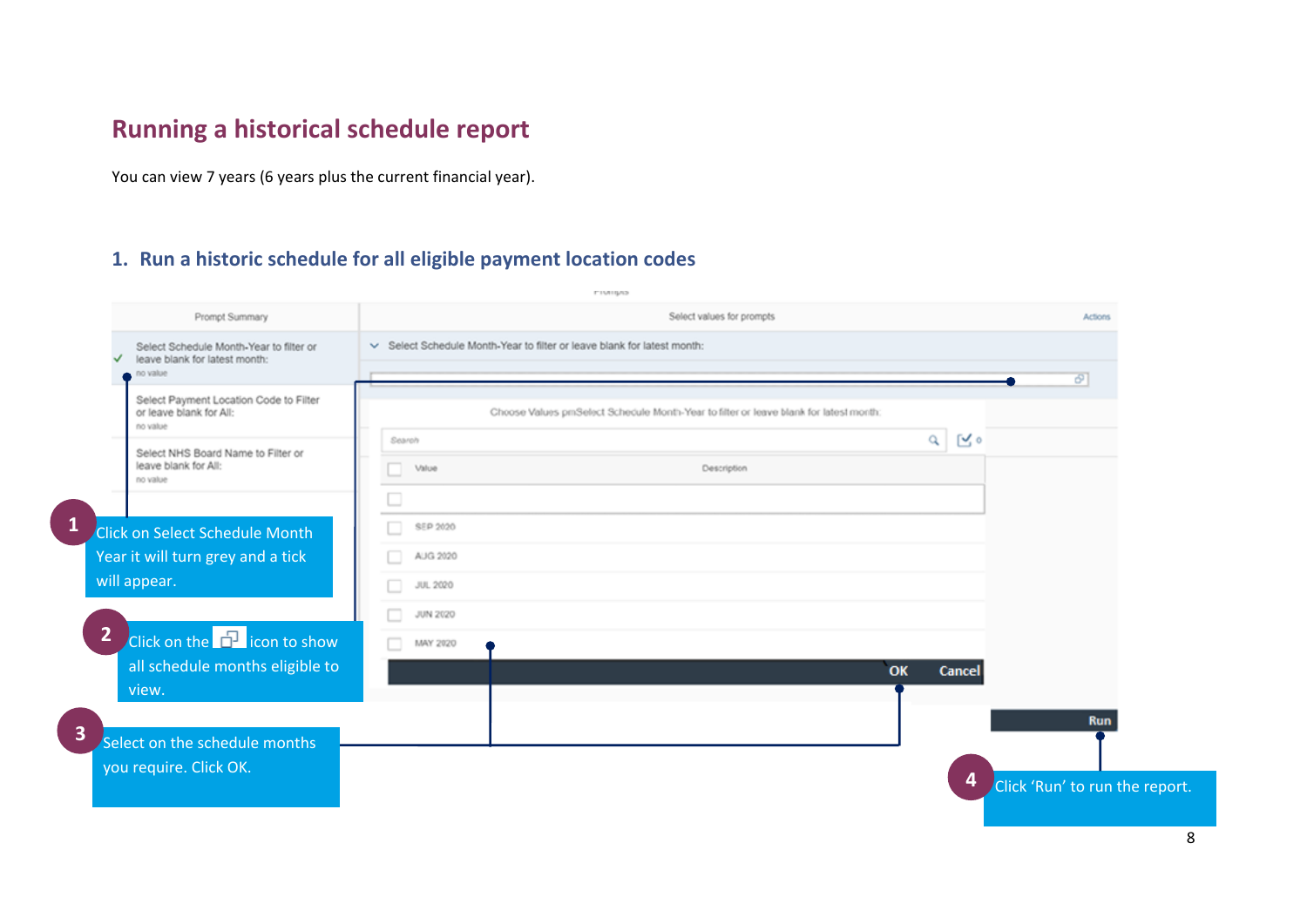# Running a historical schedule report

You can view 7 years (6 years plus the current financial year).

## 1. Run a historic schedule for all eligible payment location codes

1. Click on Select Schedule Month Year it will turn grey and a tick will appear.
2. Click on the icon to show all schedule months eligible to view.
3. Select on the schedule months you require. Click OK.
4. Click 'Run' to run the report.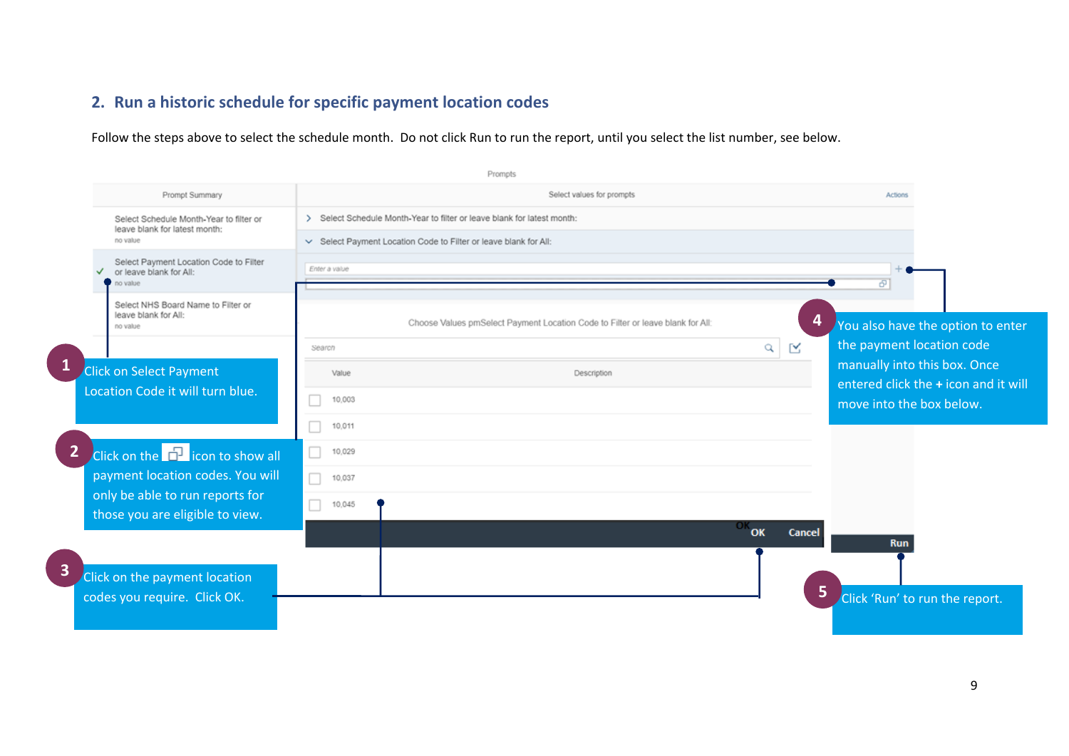## 2. Run a historic schedule for specific payment location codes

Follow the steps above to select the schedule month. Do not click Run to run the report, until you select the list number, see below.

Prompts

| Prompt Summary | Select values for prompts |
|---|---|
| Select Schedule Month-Year to filter or leave blank for latest month: no value | Select Schedule Month-Year to filter or leave blank for latest month: |
| Select Payment Location Code to Filter or leave blank for All: no value | Select Payment Location Code to Filter or leave blank for All: |
| Select NHS Board Name to Filter or leave blank for All: no value | |

Actions

Enter a value

Choose Values pmSelect Payment Location Code to Filter or leave blank for All:

Search

| Value | Description |
|---|---|
| 10,003 | |
| 10,011 | |
| 10,029 | |
| 10,037 | |
| 10,045 | |

OK Cancel

Run

1. Click on Select Payment Location Code it will turn blue.
2. Click on the icon to show all payment location codes. You will only be able to run reports for those you are eligible to view.
3. Click on the payment location codes you require. Click OK.
4. You also have the option to enter the payment location code manually into this box. Once entered click the **+** icon and it will move into the box below.
5. Click 'Run' to run the report.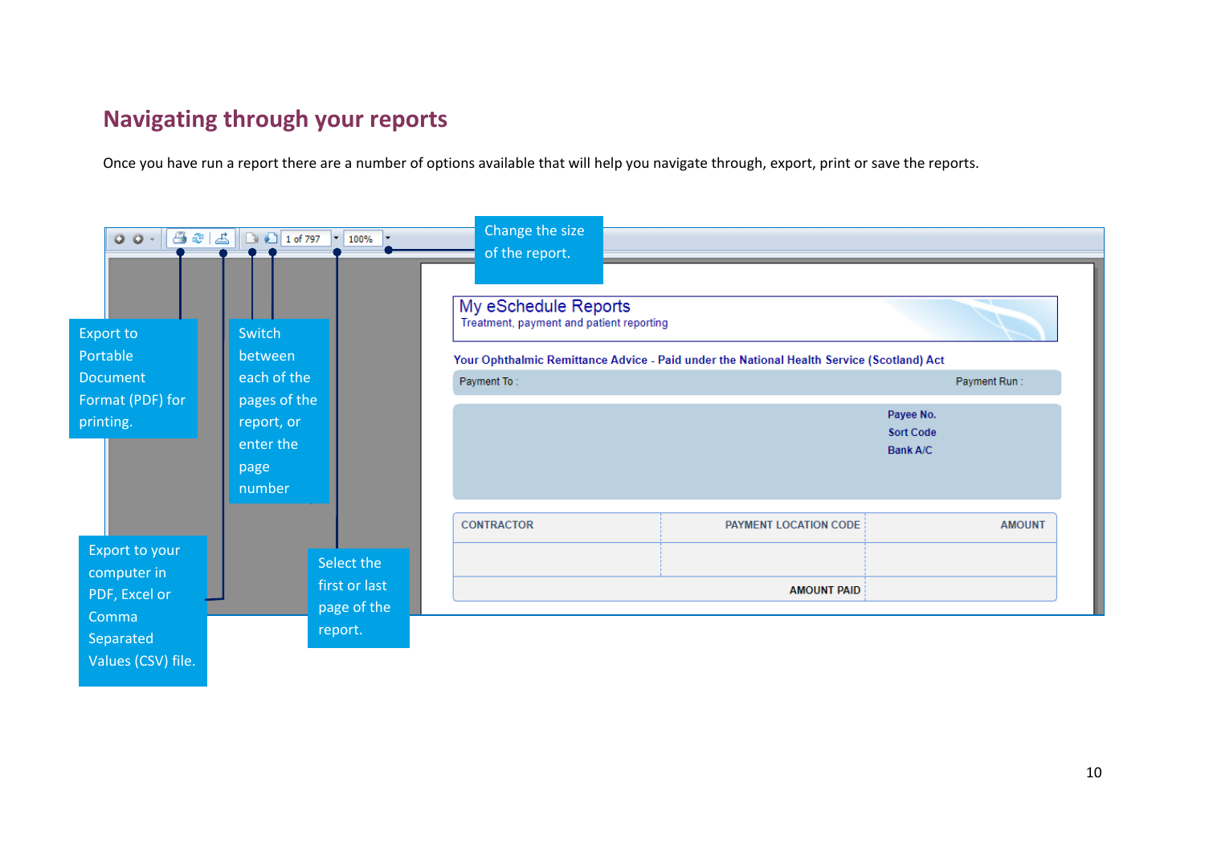## Navigating through your reports

Once you have run a report there are a number of options available that will help you navigate through, export, print or save the reports.

Change the size of the report.

Export to Portable Document Format (PDF) for printing.

Switch between each of the pages of the report, or enter the page number

Export to your computer in PDF, Excel or Comma Separated Values (CSV) file.

Select the first or last page of the report.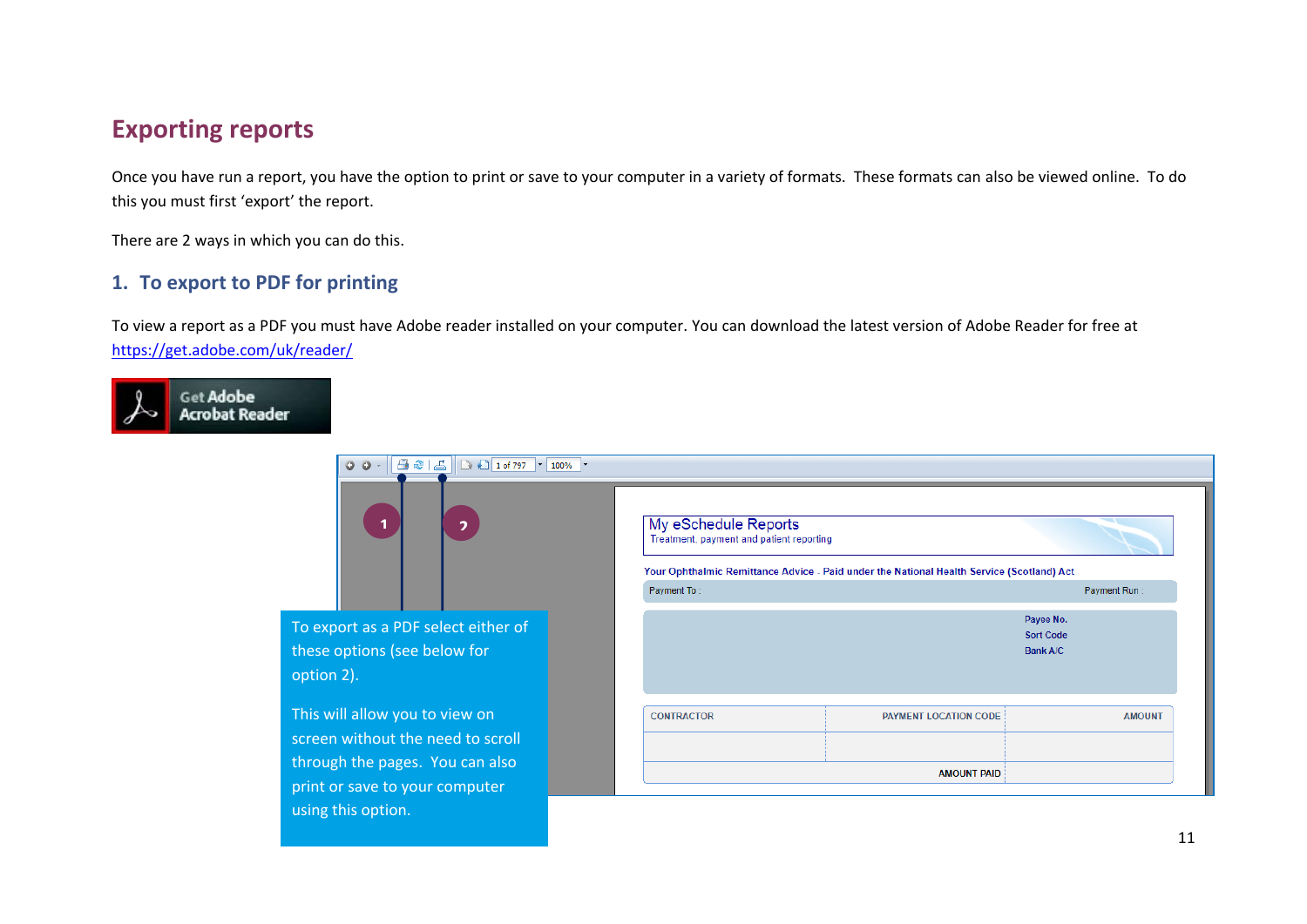# Exporting reports

Once you have run a report, you have the option to print or save to your computer in a variety of formats. These formats can also be viewed online. To do this you must first 'export' the report.

There are 2 ways in which you can do this.

## 1. To export to PDF for printing

To view a report as a PDF you must have Adobe reader installed on your computer. You can download the latest version of Adobe Reader for free at https://get.adobe.com/uk/reader/

To export as a PDF select either of these options (see below for option 2).

This will allow you to view on screen without the need to scroll through the pages. You can also print or save to your computer using this option.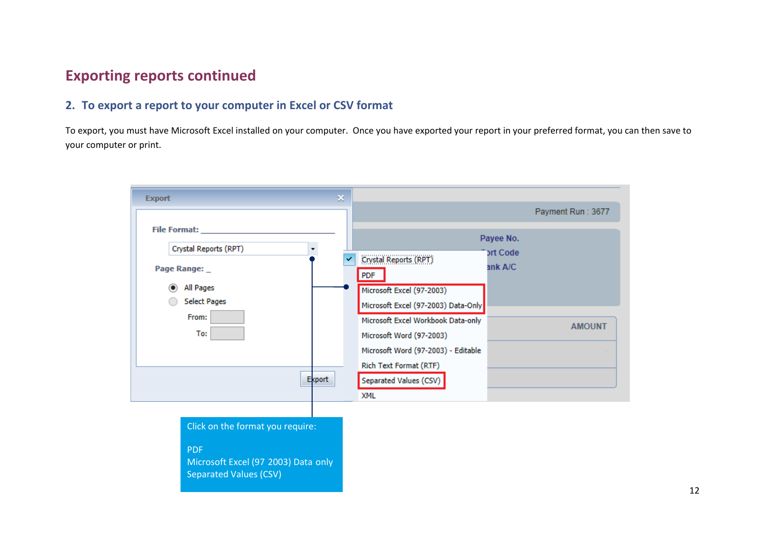# Exporting reports continued

## 2. To export a report to your computer in Excel or CSV format

To export, you must have Microsoft Excel installed on your computer. Once you have exported your report in your preferred format, you can then save to your computer or print.

Export

File Format:

Crystal Reports (RPT)

Page Range:

All Pages

Select Pages

From:

To:

Export

Crystal Reports (RPT)
PDF
Microsoft Excel (97-2003)
Microsoft Excel (97-2003) Data-Only
Microsoft Excel Workbook Data-only
Microsoft Word (97-2003)
Microsoft Word (97-2003) - Editable
Rich Text Format (RTF)
Separated Values (CSV)
XML

Payment Run : 3677

Payee No.
Sort Code
Bank A/C

AMOUNT

Click on the format you require:

PDF
Microsoft Excel (97 2003) Data only
Separated Values (CSV)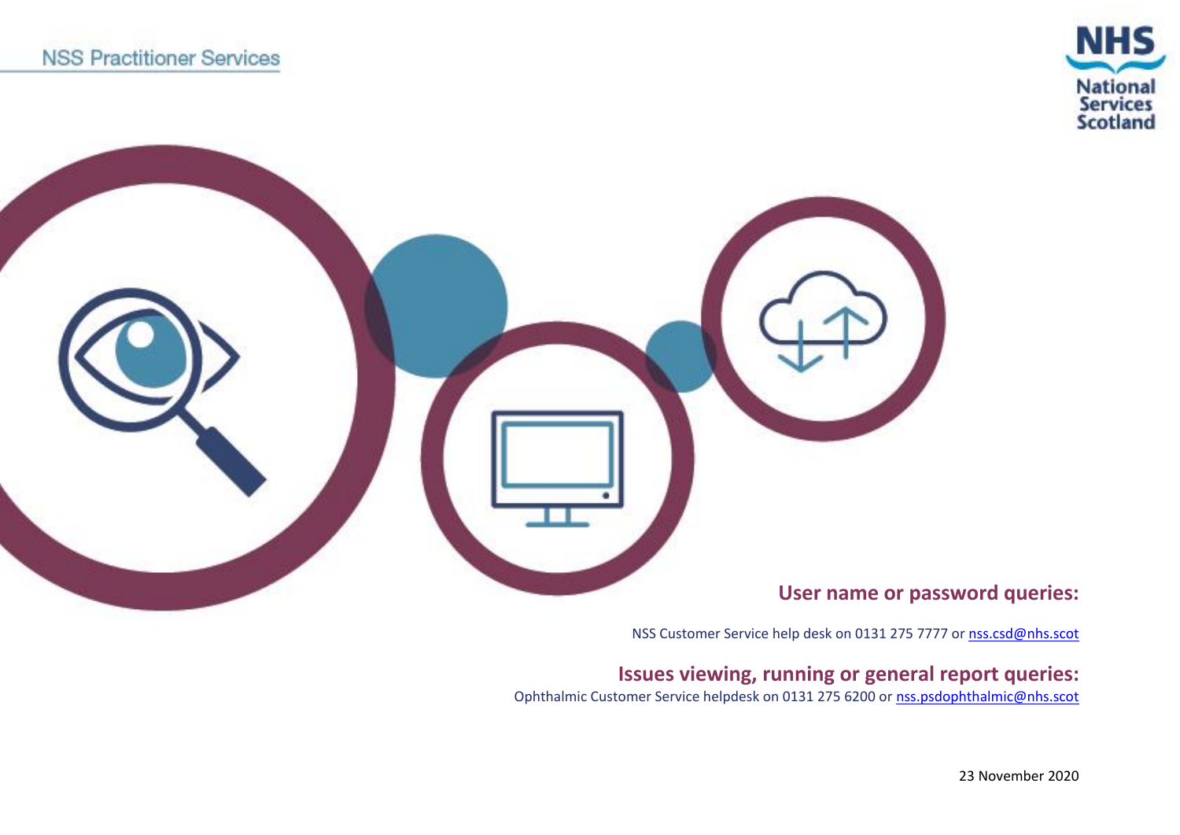NSS Practitioner Services

NHS National Services Scotland

## User name or password queries:

NSS Customer Service help desk on 0131 275 7777 or nss.csd@nhs.scot

## Issues viewing, running or general report queries:

Ophthalmic Customer Service helpdesk on 0131 275 6200 or nss.psdophthalmic@nhs.scot

23 November 2020